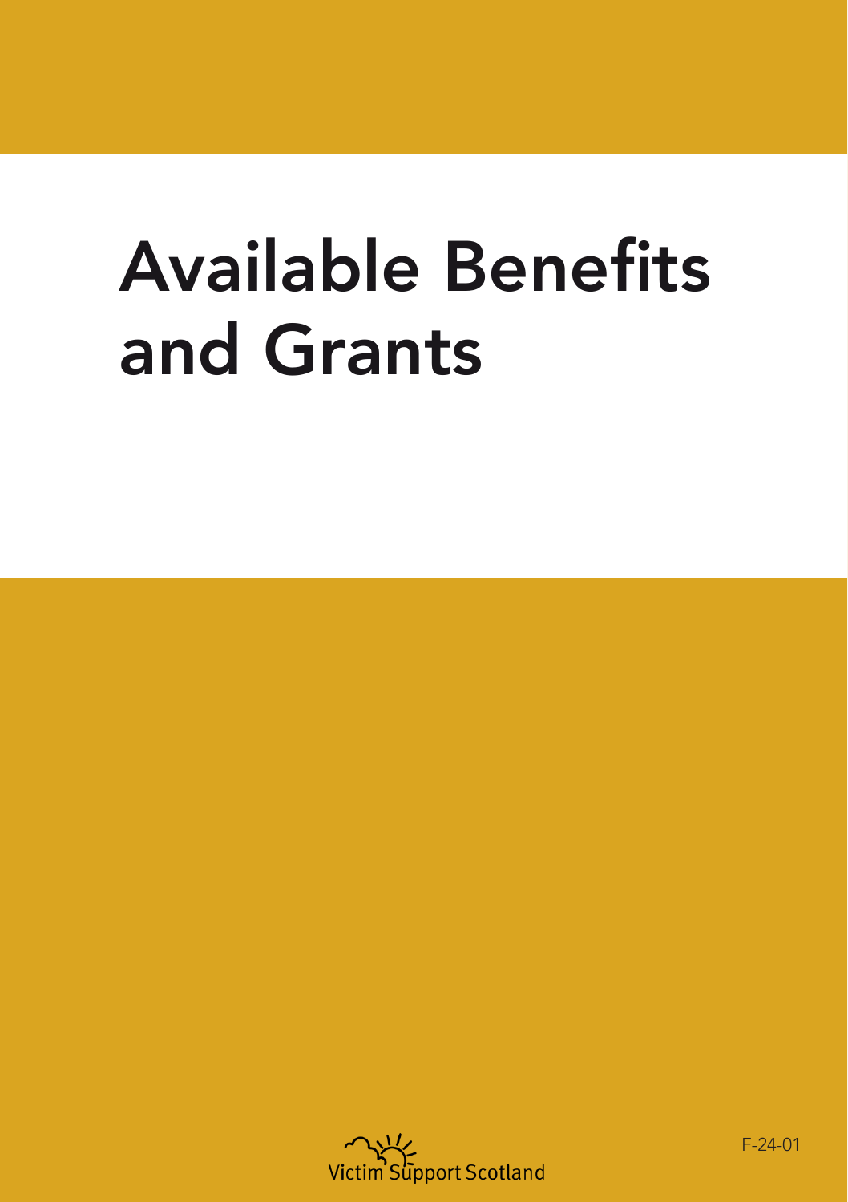# Available Benefits and Grants

Victim Support Scotland

F-24-01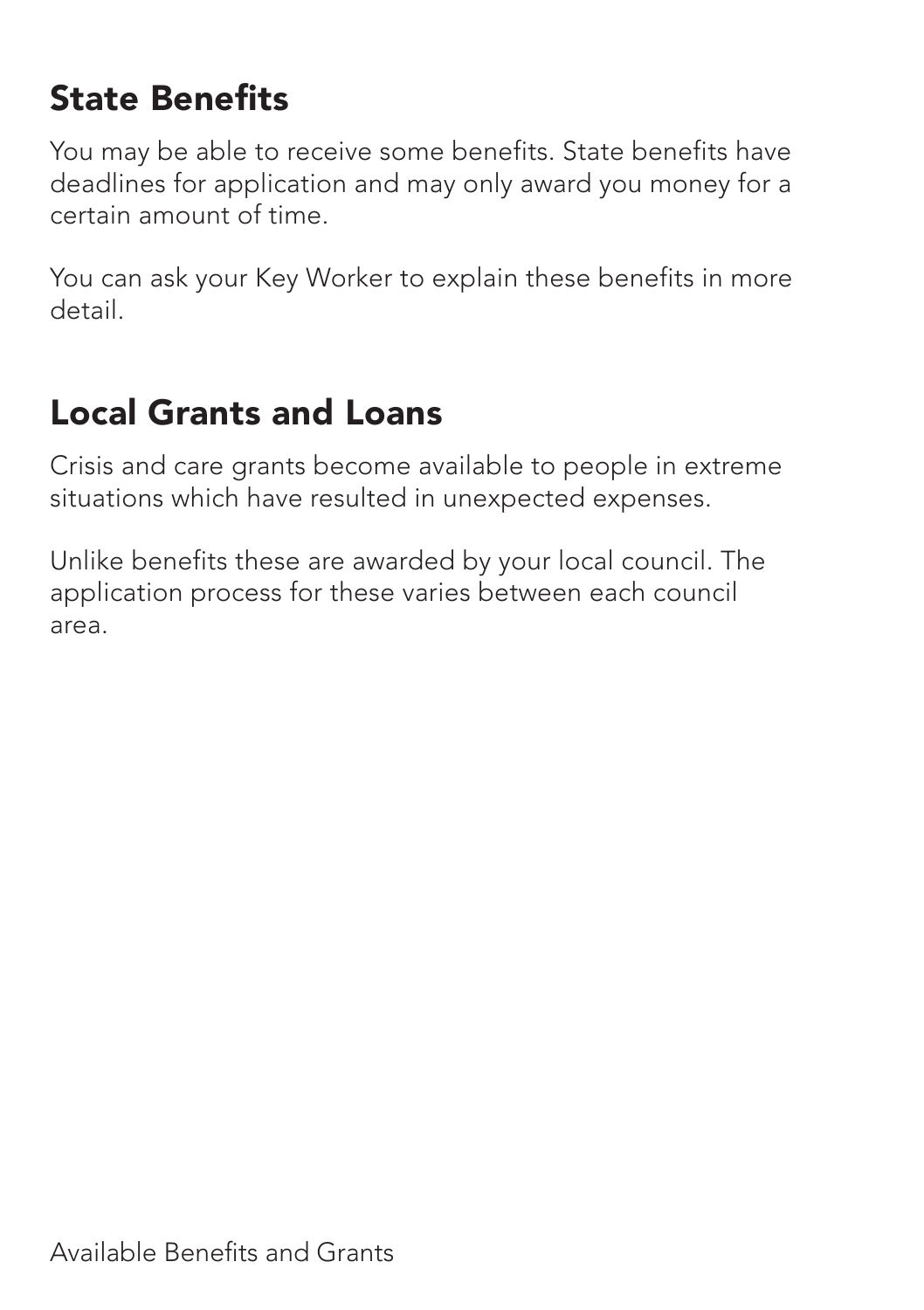## State Benefits

You may be able to receive some benefits. State benefits have deadlines for application and may only award you money for a certain amount of time.

You can ask your Key Worker to explain these benefits in more detail.

## Local Grants and Loans

Crisis and care grants become available to people in extreme situations which have resulted in unexpected expenses.

Unlike benefits these are awarded by your local council. The application process for these varies between each council area.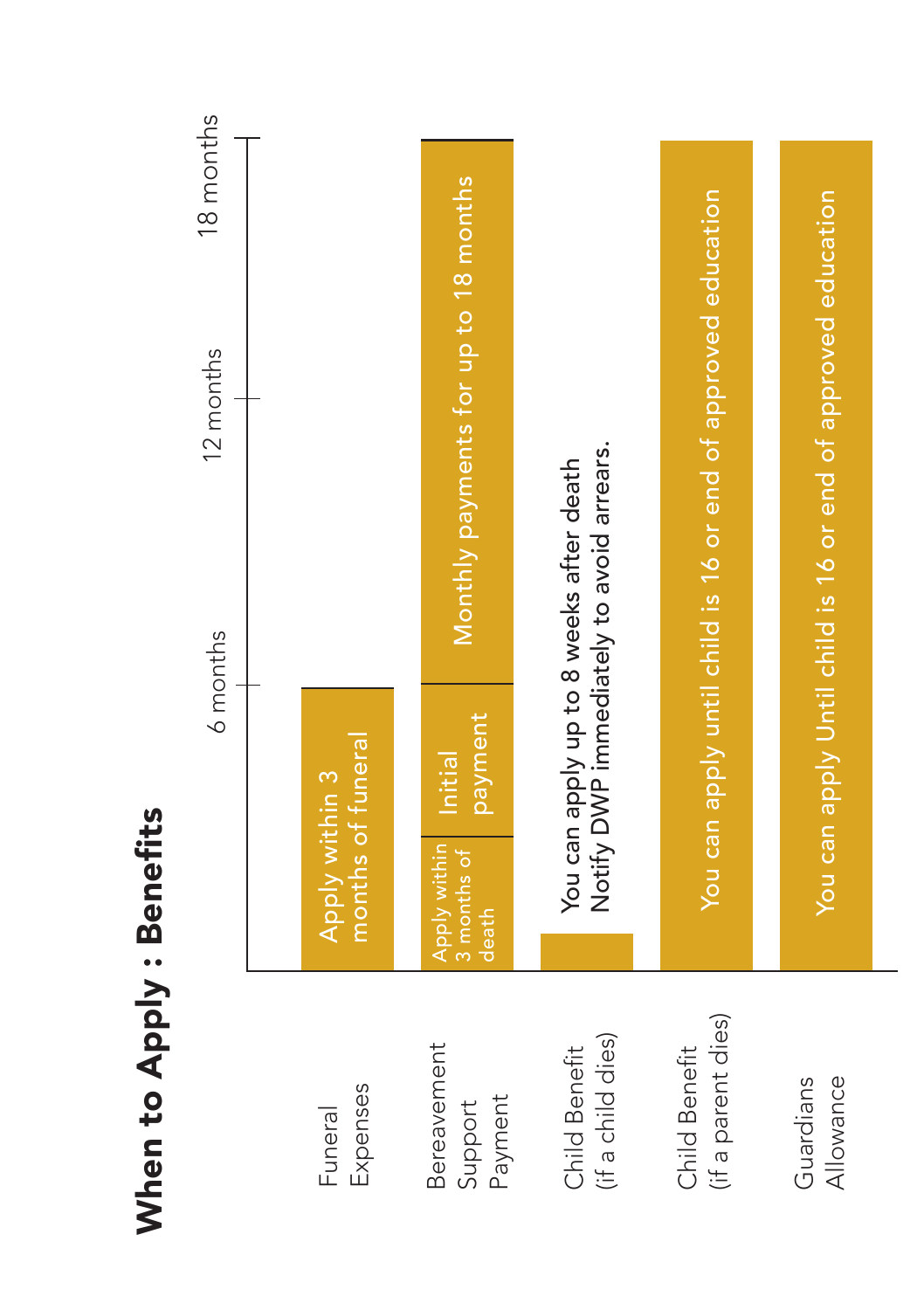# When to Apply : Benefits

Timeline: 6 months | 12 months | 18 months

| Benefit | When to apply |
|---|---|
| Funeral Expenses | Apply within 3 months of funeral |
| Bereavement Support Payment | Apply within 3 months of death; Initial payment; Monthly payments for up to 18 months |
| Child Benefit (if a child dies) | You can apply up to 8 weeks after death. Notify DWP immediately to avoid arrears. |
| Child Benefit (if a parent dies) | You can apply until child is 16 or end of approved education |
| Guardians Allowance | You can apply Until child is 16 or end of approved education |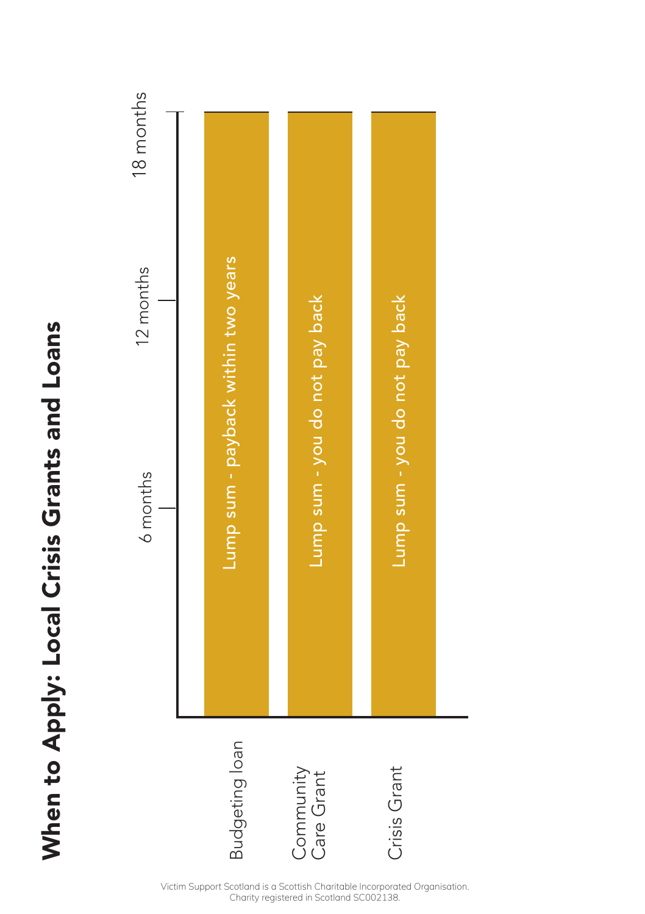# When to Apply: Local Crisis Grants and Loans

6 months

12 months

18 months

Budgeting loan

Lump sum - payback within two years

Community Care Grant

Lump sum - you do not pay back

Crisis Grant

Lump sum - you do not pay back

Victim Support Scotland is a Scottish Charitable Incorporated Organisation.
Charity registered in Scotland SC002138.